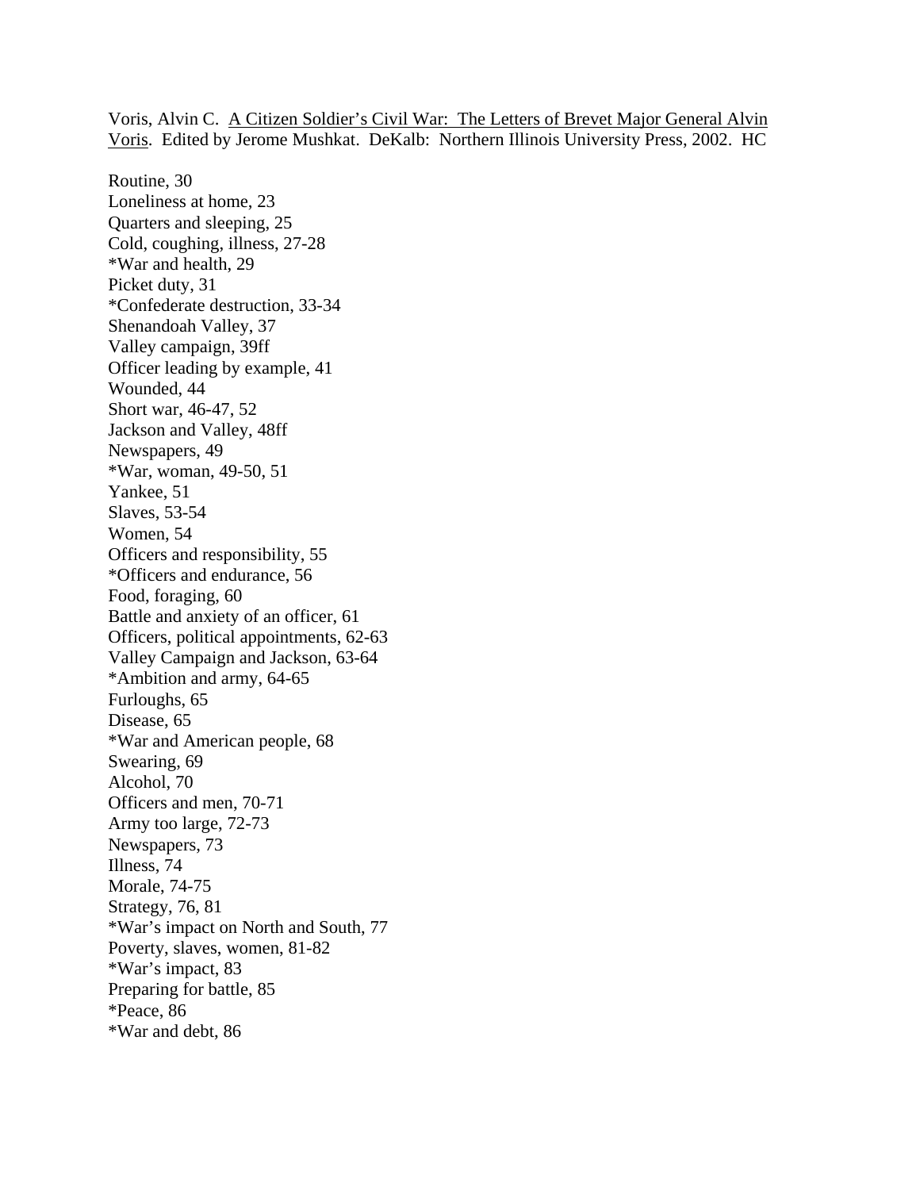Voris, Alvin C. <u>A Citizen Soldier's Civil War: The Letters of Brevet Major General Alvin Voris</u>. Edited by Jerome Mushkat. DeKalb: Northern Illinois University Press, 2002. HC

Routine, 30
Loneliness at home, 23
Quarters and sleeping, 25
Cold, coughing, illness, 27-28
*War and health, 29
Picket duty, 31
*Confederate destruction, 33-34
Shenandoah Valley, 37
Valley campaign, 39ff
Officer leading by example, 41
Wounded, 44
Short war, 46-47, 52
Jackson and Valley, 48ff
Newspapers, 49
*War, woman, 49-50, 51
Yankee, 51
Slaves, 53-54
Women, 54
Officers and responsibility, 55
*Officers and endurance, 56
Food, foraging, 60
Battle and anxiety of an officer, 61
Officers, political appointments, 62-63
Valley Campaign and Jackson, 63-64
*Ambition and army, 64-65
Furloughs, 65
Disease, 65
*War and American people, 68
Swearing, 69
Alcohol, 70
Officers and men, 70-71
Army too large, 72-73
Newspapers, 73
Illness, 74
Morale, 74-75
Strategy, 76, 81
*War's impact on North and South, 77
Poverty, slaves, women, 81-82
*War's impact, 83
Preparing for battle, 85
*Peace, 86
*War and debt, 86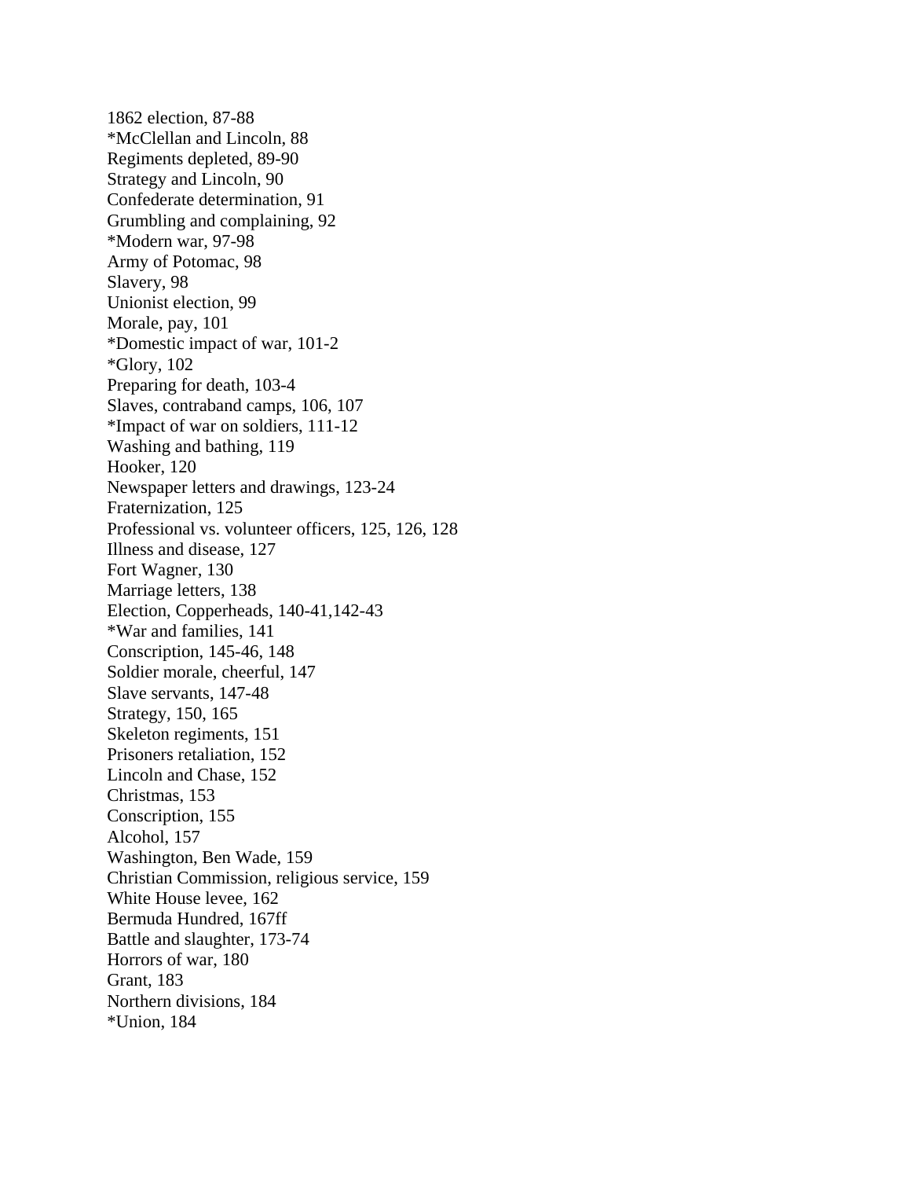1862 election, 87-88
*McClellan and Lincoln, 88
Regiments depleted, 89-90
Strategy and Lincoln, 90
Confederate determination, 91
Grumbling and complaining, 92
*Modern war, 97-98
Army of Potomac, 98
Slavery, 98
Unionist election, 99
Morale, pay, 101
*Domestic impact of war, 101-2
*Glory, 102
Preparing for death, 103-4
Slaves, contraband camps, 106, 107
*Impact of war on soldiers, 111-12
Washing and bathing, 119
Hooker, 120
Newspaper letters and drawings, 123-24
Fraternization, 125
Professional vs. volunteer officers, 125, 126, 128
Illness and disease, 127
Fort Wagner, 130
Marriage letters, 138
Election, Copperheads, 140-41,142-43
*War and families, 141
Conscription, 145-46, 148
Soldier morale, cheerful, 147
Slave servants, 147-48
Strategy, 150, 165
Skeleton regiments, 151
Prisoners retaliation, 152
Lincoln and Chase, 152
Christmas, 153
Conscription, 155
Alcohol, 157
Washington, Ben Wade, 159
Christian Commission, religious service, 159
White House levee, 162
Bermuda Hundred, 167ff
Battle and slaughter, 173-74
Horrors of war, 180
Grant, 183
Northern divisions, 184
*Union, 184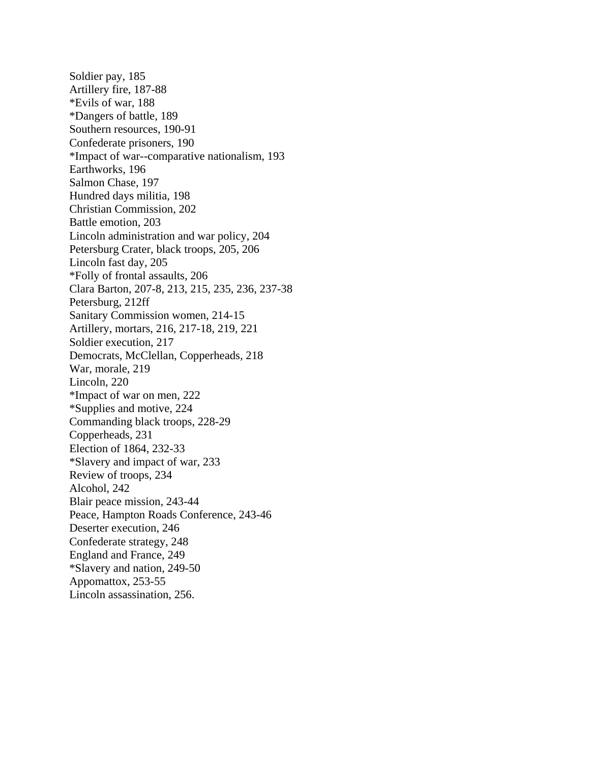Soldier pay, 185
Artillery fire, 187-88
*Evils of war, 188
*Dangers of battle, 189
Southern resources, 190-91
Confederate prisoners, 190
*Impact of war--comparative nationalism, 193
Earthworks, 196
Salmon Chase, 197
Hundred days militia, 198
Christian Commission, 202
Battle emotion, 203
Lincoln administration and war policy, 204
Petersburg Crater, black troops, 205, 206
Lincoln fast day, 205
*Folly of frontal assaults, 206
Clara Barton, 207-8, 213, 215, 235, 236, 237-38
Petersburg, 212ff
Sanitary Commission women, 214-15
Artillery, mortars, 216, 217-18, 219, 221
Soldier execution, 217
Democrats, McClellan, Copperheads, 218
War, morale, 219
Lincoln, 220
*Impact of war on men, 222
*Supplies and motive, 224
Commanding black troops, 228-29
Copperheads, 231
Election of 1864, 232-33
*Slavery and impact of war, 233
Review of troops, 234
Alcohol, 242
Blair peace mission, 243-44
Peace, Hampton Roads Conference, 243-46
Deserter execution, 246
Confederate strategy, 248
England and France, 249
*Slavery and nation, 249-50
Appomattox, 253-55
Lincoln assassination, 256.